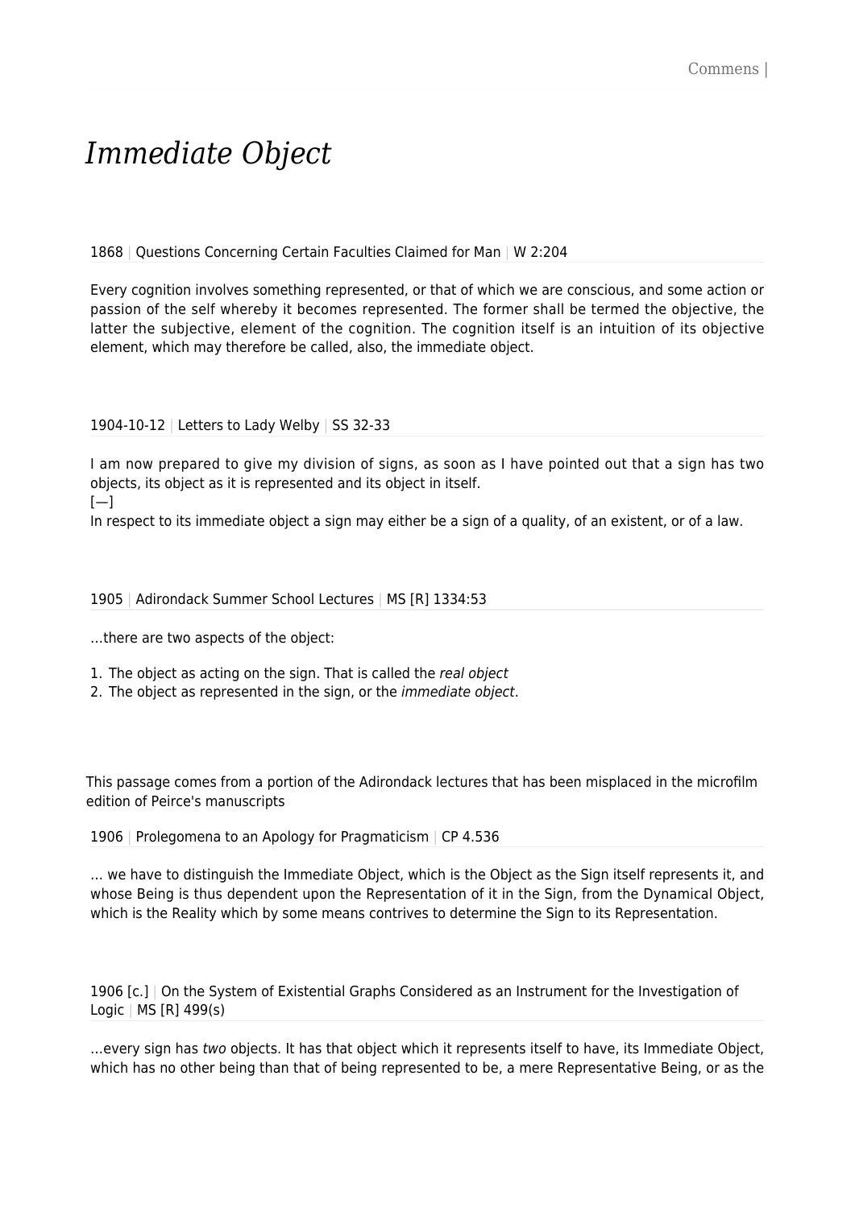# *Immediate Object*

1868 | Questions Concerning Certain Faculties Claimed for Man | W 2:204

Every cognition involves something represented, or that of which we are conscious, and some action or passion of the self whereby it becomes represented. The former shall be termed the objective, the latter the subjective, element of the cognition. The cognition itself is an intuition of its objective element, which may therefore be called, also, the immediate object.

1904-10-12 | Letters to Lady Welby | SS 32-33

I am now prepared to give my division of signs, as soon as I have pointed out that a sign has two objects, its object as it is represented and its object in itself.
[—]
In respect to its immediate object a sign may either be a sign of a quality, of an existent, or of a law.

1905 | Adirondack Summer School Lectures | MS [R] 1334:53

…there are two aspects of the object:

1. The object as acting on the sign. That is called the *real object*
2. The object as represented in the sign, or the *immediate object*.

This passage comes from a portion of the Adirondack lectures that has been misplaced in the microfilm edition of Peirce's manuscripts

1906 | Prolegomena to an Apology for Pragmaticism | CP 4.536

… we have to distinguish the Immediate Object, which is the Object as the Sign itself represents it, and whose Being is thus dependent upon the Representation of it in the Sign, from the Dynamical Object, which is the Reality which by some means contrives to determine the Sign to its Representation.

1906 [c.] | On the System of Existential Graphs Considered as an Instrument for the Investigation of Logic | MS [R] 499(s)

…every sign has *two* objects. It has that object which it represents itself to have, its Immediate Object, which has no other being than that of being represented to be, a mere Representative Being, or as the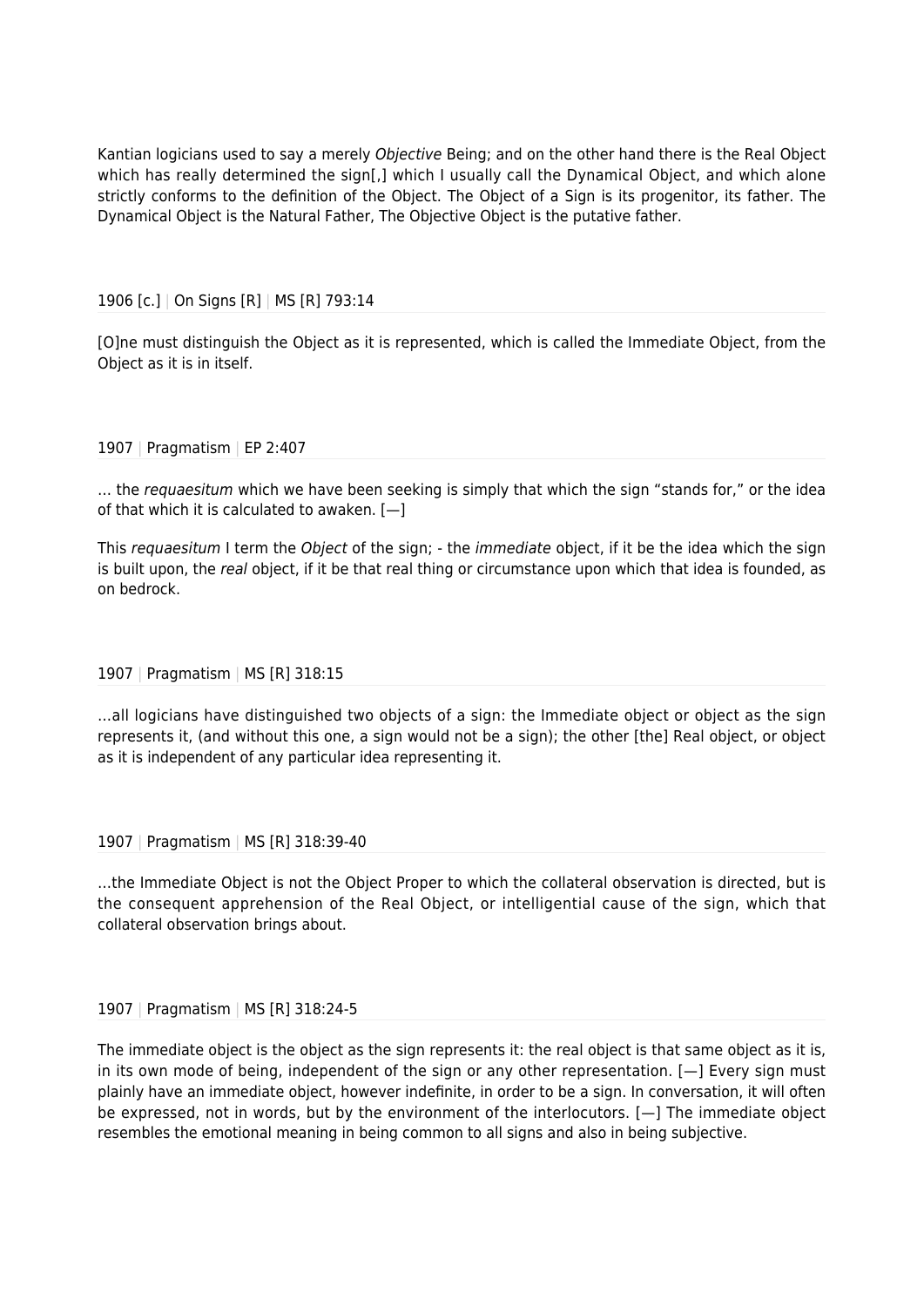Kantian logicians used to say a merely *Objective* Being; and on the other hand there is the Real Object which has really determined the sign[,] which I usually call the Dynamical Object, and which alone strictly conforms to the definition of the Object. The Object of a Sign is its progenitor, its father. The Dynamical Object is the Natural Father, The Objective Object is the putative father.

1906 [c.] | On Signs [R] | MS [R] 793:14

[O]ne must distinguish the Object as it is represented, which is called the Immediate Object, from the Object as it is in itself.

1907 | Pragmatism | EP 2:407

… the *requaesitum* which we have been seeking is simply that which the sign "stands for," or the idea of that which it is calculated to awaken. [—]

This *requaesitum* I term the *Object* of the sign; - the *immediate* object, if it be the idea which the sign is built upon, the *real* object, if it be that real thing or circumstance upon which that idea is founded, as on bedrock.

1907 | Pragmatism | MS [R] 318:15

…all logicians have distinguished two objects of a sign: the Immediate object or object as the sign represents it, (and without this one, a sign would not be a sign); the other [the] Real object, or object as it is independent of any particular idea representing it.

1907 | Pragmatism | MS [R] 318:39-40

…the Immediate Object is not the Object Proper to which the collateral observation is directed, but is the consequent apprehension of the Real Object, or intelligential cause of the sign, which that collateral observation brings about.

1907 | Pragmatism | MS [R] 318:24-5

The immediate object is the object as the sign represents it: the real object is that same object as it is, in its own mode of being, independent of the sign or any other representation. [—] Every sign must plainly have an immediate object, however indefinite, in order to be a sign. In conversation, it will often be expressed, not in words, but by the environment of the interlocutors. [—] The immediate object resembles the emotional meaning in being common to all signs and also in being subjective.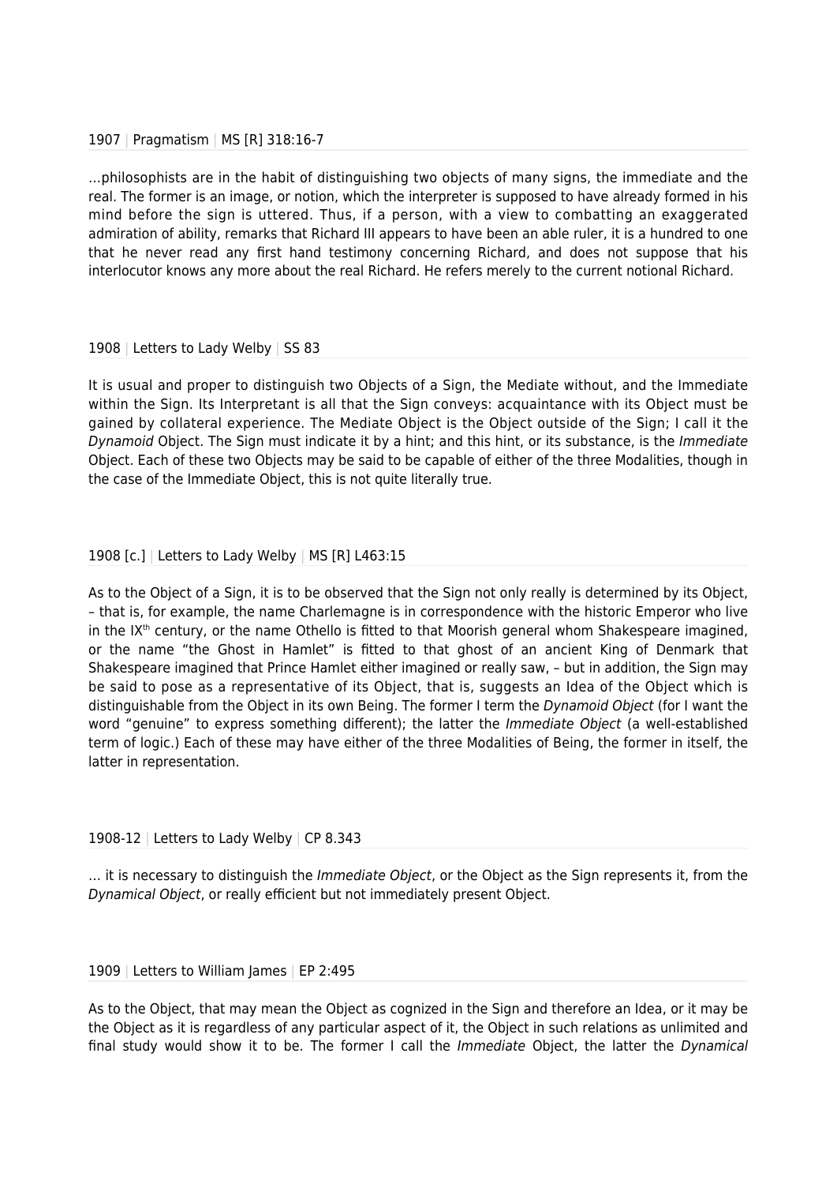1907 | Pragmatism | MS [R] 318:16-7

…philosophists are in the habit of distinguishing two objects of many signs, the immediate and the real. The former is an image, or notion, which the interpreter is supposed to have already formed in his mind before the sign is uttered. Thus, if a person, with a view to combatting an exaggerated admiration of ability, remarks that Richard III appears to have been an able ruler, it is a hundred to one that he never read any first hand testimony concerning Richard, and does not suppose that his interlocutor knows any more about the real Richard. He refers merely to the current notional Richard.

1908 | Letters to Lady Welby | SS 83

It is usual and proper to distinguish two Objects of a Sign, the Mediate without, and the Immediate within the Sign. Its Interpretant is all that the Sign conveys: acquaintance with its Object must be gained by collateral experience. The Mediate Object is the Object outside of the Sign; I call it the *Dynamoid* Object. The Sign must indicate it by a hint; and this hint, or its substance, is the *Immediate* Object. Each of these two Objects may be said to be capable of either of the three Modalities, though in the case of the Immediate Object, this is not quite literally true.

1908 [c.] | Letters to Lady Welby | MS [R] L463:15

As to the Object of a Sign, it is to be observed that the Sign not only really is determined by its Object, – that is, for example, the name Charlemagne is in correspondence with the historic Emperor who live in the IX[th] century, or the name Othello is fitted to that Moorish general whom Shakespeare imagined, or the name "the Ghost in Hamlet" is fitted to that ghost of an ancient King of Denmark that Shakespeare imagined that Prince Hamlet either imagined or really saw, – but in addition, the Sign may be said to pose as a representative of its Object, that is, suggests an Idea of the Object which is distinguishable from the Object in its own Being. The former I term the *Dynamoid Object* (for I want the word "genuine" to express something different); the latter the *Immediate Object* (a well-established term of logic.) Each of these may have either of the three Modalities of Being, the former in itself, the latter in representation.

1908-12 | Letters to Lady Welby | CP 8.343

… it is necessary to distinguish the *Immediate Object*, or the Object as the Sign represents it, from the *Dynamical Object*, or really efficient but not immediately present Object.

1909 | Letters to William James | EP 2:495

As to the Object, that may mean the Object as cognized in the Sign and therefore an Idea, or it may be the Object as it is regardless of any particular aspect of it, the Object in such relations as unlimited and final study would show it to be. The former I call the *Immediate* Object, the latter the *Dynamical*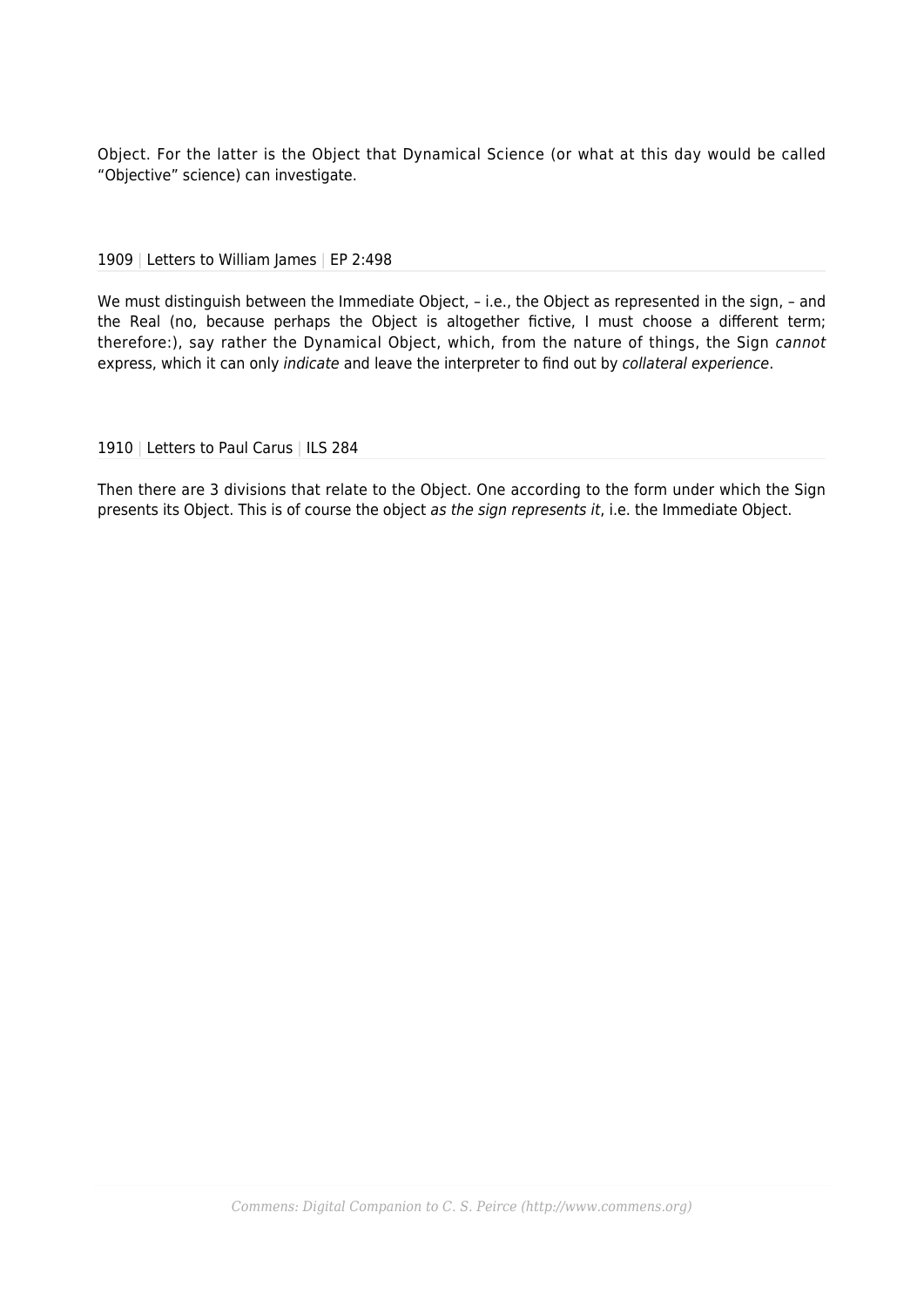Object. For the latter is the Object that Dynamical Science (or what at this day would be called "Objective" science) can investigate.

1909 | Letters to William James | EP 2:498

We must distinguish between the Immediate Object, – i.e., the Object as represented in the sign, – and the Real (no, because perhaps the Object is altogether fictive, I must choose a different term; therefore:), say rather the Dynamical Object, which, from the nature of things, the Sign *cannot* express, which it can only *indicate* and leave the interpreter to find out by *collateral experience*.

1910 | Letters to Paul Carus | ILS 284

Then there are 3 divisions that relate to the Object. One according to the form under which the Sign presents its Object. This is of course the object *as the sign represents it*, i.e. the Immediate Object.